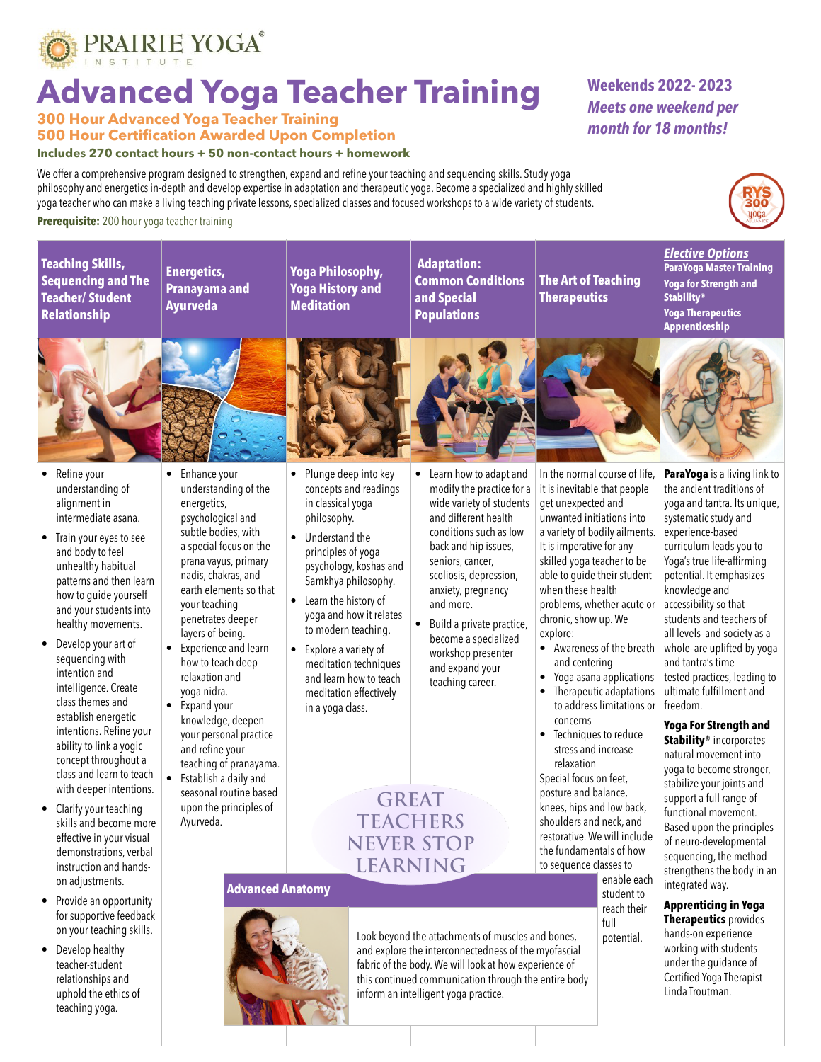PRAIRIE YOGA® INSTITUTE

# Advanced Yoga Teacher Training

**Weekends 2022- 2023**
***Meets one weekend per month for 18 months!***

## 300 Hour Advanced Yoga Teacher Training
## 500 Hour Certification Awarded Upon Completion

**Includes 270 contact hours + 50 non-contact hours + homework**

We offer a comprehensive program designed to strengthen, expand and refine your teaching and sequencing skills. Study yoga philosophy and energetics in-depth and develop expertise in adaptation and therapeutic yoga. Become a specialized and highly skilled yoga teacher who can make a living teaching private lessons, specialized classes and focused workshops to a wide variety of students.

**Prerequisite:** 200 hour yoga teacher training

RYS 300 Yoga Alliance

### Teaching Skills, Sequencing and The Teacher/ Student Relationship

- Refine your understanding of alignment in intermediate asana.
- Train your eyes to see and body to feel unhealthy habitual patterns and then learn how to guide yourself and your students into healthy movements.
- Develop your art of sequencing with intention and intelligence. Create class themes and establish energetic intentions. Refine your ability to link a yogic concept throughout a class and learn to teach with deeper intentions.
- Clarify your teaching skills and become more effective in your visual demonstrations, verbal instruction and hands-on adjustments.
- Provide an opportunity for supportive feedback on your teaching skills.
- Develop healthy teacher-student relationships and uphold the ethics of teaching yoga.

### Energetics, Pranayama and Ayurveda

- Enhance your understanding of the energetics, psychological and subtle bodies, with a special focus on the prana vayus, primary nadis, chakras, and earth elements so that your teaching penetrates deeper layers of being.
- Experience and learn how to teach deep relaxation and yoga nidra.
- Expand your knowledge, deepen your personal practice and refine your teaching of pranayama.
- Establish a daily and seasonal routine based upon the principles of Ayurveda.

### Yoga Philosophy, Yoga History and Meditation

- Plunge deep into key concepts and readings in classical yoga philosophy.
- Understand the principles of yoga psychology, koshas and Samkhya philosophy.
- Learn the history of yoga and how it relates to modern teaching.
- Explore a variety of meditation techniques and learn how to teach meditation effectively in a yoga class.

### Adaptation: Common Conditions and Special Populations

- Learn how to adapt and modify the practice for a wide variety of students and different health conditions such as low back and hip issues, seniors, cancer, scoliosis, depression, anxiety, pregnancy and more.
- Build a private practice, become a specialized workshop presenter and expand your teaching career.

### The Art of Teaching Therapeutics

In the normal course of life, it is inevitable that people get unexpected and unwanted initiations into a variety of bodily ailments. It is imperative for any skilled yoga teacher to be able to guide their student when these health problems, whether acute or chronic, show up. We explore:

- Awareness of the breath and centering
- Yoga asana applications
- Therapeutic adaptations to address limitations or concerns
- Techniques to reduce stress and increase relaxation

Special focus on feet, posture and balance, knees, hips and low back, shoulders and neck, and restorative. We will include the fundamentals of how to sequence classes to enable each student to reach their full potential.

### *Elective Options*

**ParaYoga Master Training**
**Yoga for Strength and Stability®**
**Yoga Therapeutics Apprenticeship**

**ParaYoga** is a living link to the ancient traditions of yoga and tantra. Its unique, systematic study and experience-based curriculum leads you to Yoga's true life-affirming potential. It emphasizes knowledge and accessibility so that students and teachers of all levels–and society as a whole–are uplifted by yoga and tantra's time-tested practices, leading to ultimate fulfillment and freedom.

**Yoga For Strength and Stability®** incorporates natural movement into yoga to become stronger, stabilize your joints and support a full range of functional movement. Based upon the principles of neuro-developmental sequencing, the method strengthens the body in an integrated way.

**Apprenticing in Yoga Therapeutics** provides hands-on experience working with students under the guidance of Certified Yoga Therapist Linda Troutman.

GREAT TEACHERS NEVER STOP LEARNING

### Advanced Anatomy

Look beyond the attachments of muscles and bones, and explore the interconnectedness of the myofascial fabric of the body. We will look at how experience of this continued communication through the entire body inform an intelligent yoga practice.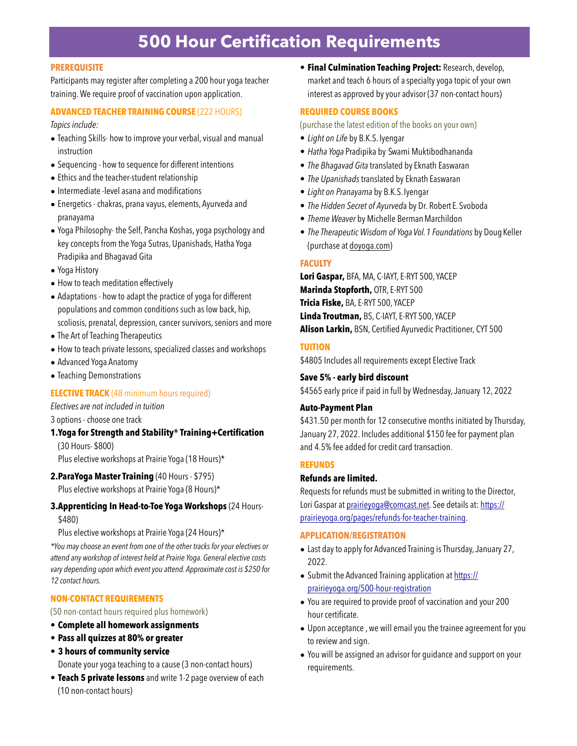# 500 Hour Certification Requirements

## PREREQUISITE

Participants may register after completing a 200 hour yoga teacher training. We require proof of vaccination upon application.

## ADVANCED TEACHER TRAINING COURSE (222 HOURS)

*Topics include:*

- Teaching Skills- how to improve your verbal, visual and manual instruction
- Sequencing - how to sequence for different intentions
- Ethics and the teacher-student relationship
- Intermediate -level asana and modifications
- Energetics - chakras, prana vayus, elements, Ayurveda and pranayama
- Yoga Philosophy- the Self, Pancha Koshas, yoga psychology and key concepts from the Yoga Sutras, Upanishads, Hatha Yoga Pradipika and Bhagavad Gita
- Yoga History
- How to teach meditation effectively
- Adaptations - how to adapt the practice of yoga for different populations and common conditions such as low back, hip, scoliosis, prenatal, depression, cancer survivors, seniors and more
- The Art of Teaching Therapeutics
- How to teach private lessons, specialized classes and workshops
- Advanced Yoga Anatomy
- Teaching Demonstrations

## ELECTIVE TRACK (48 minimum hours required)

*Electives are not included in tuition*

3 options - choose one track

1. **Yoga for Strength and Stability® Training+Certification** (30 Hours- $800)
   Plus elective workshops at Prairie Yoga (18 Hours)*
2. **ParaYoga Master Training** (40 Hours - $795)
   Plus elective workshops at Prairie Yoga (8 Hours)*
3. **Apprenticing In Head-to-Toe Yoga Workshops** (24 Hours- $480)
   Plus elective workshops at Prairie Yoga (24 Hours)*

*\*You may choose an event from one of the other tracks for your electives or attend any workshop of interest held at Prairie Yoga. General elective costs vary depending upon which event you attend. Approximate cost is $250 for 12 contact hours.*

## NON-CONTACT REQUIREMENTS

(50 non-contact hours required plus homework)

- **Complete all homework assignments**
- **Pass all quizzes at 80% or greater**
- **3 hours of community service**
  Donate your yoga teaching to a cause (3 non-contact hours)
- **Teach 5 private lessons** and write 1-2 page overview of each (10 non-contact hours)
- **Final Culmination Teaching Project:** Research, develop, market and teach 6 hours of a specialty yoga topic of your own interest as approved by your advisor (37 non-contact hours)

## REQUIRED COURSE BOOKS

(purchase the latest edition of the books on your own)

- *Light on Life* by B.K.S. Iyengar
- *Hatha Yoga* Pradipika by Swami Muktibodhananda
- *The Bhagavad Gita* translated by Eknath Easwaran
- *The Upanishads* translated by Eknath Easwaran
- *Light on Pranayama* by B.K.S. Iyengar
- *The Hidden Secret of Ayurveda* by Dr. Robert E. Svoboda
- *Theme Weaver* by Michelle Berman Marchildon
- *The Therapeutic Wisdom of Yoga Vol. 1 Foundations* by Doug Keller (purchase at doyoga.com)

## FACULTY

**Lori Gaspar,** BFA, MA, C-IAYT, E-RYT 500, YACEP
**Marinda Stopforth,** OTR, E-RYT 500
**Tricia Fiske,** BA, E-RYT 500, YACEP
**Linda Troutman,** BS, C-IAYT, E-RYT 500, YACEP
**Alison Larkin,** BSN, Certified Ayurvedic Practitioner, CYT 500

## TUITION

$4805 Includes all requirements except Elective Track

**Save 5% - early bird discount**

$4565 early price if paid in full by Wednesday, January 12, 2022

**Auto-Payment Plan**

$431.50 per month for 12 consecutive months initiated by Thursday, January 27, 2022. Includes additional $150 fee for payment plan and 4.5% fee added for credit card transaction.

## REFUNDS

**Refunds are limited.**

Requests for refunds must be submitted in writing to the Director, Lori Gaspar at prairieyoga@comcast.net. See details at: https://prairieyoga.org/pages/refunds-for-teacher-training.

## APPLICATION/REGISTRATION

- Last day to apply for Advanced Training is Thursday, January 27, 2022.
- Submit the Advanced Training application at https://prairieyoga.org/500-hour-registration
- You are required to provide proof of vaccination and your 200 hour certificate.
- Upon acceptance , we will email you the trainee agreement for you to review and sign.
- You will be assigned an advisor for guidance and support on your requirements.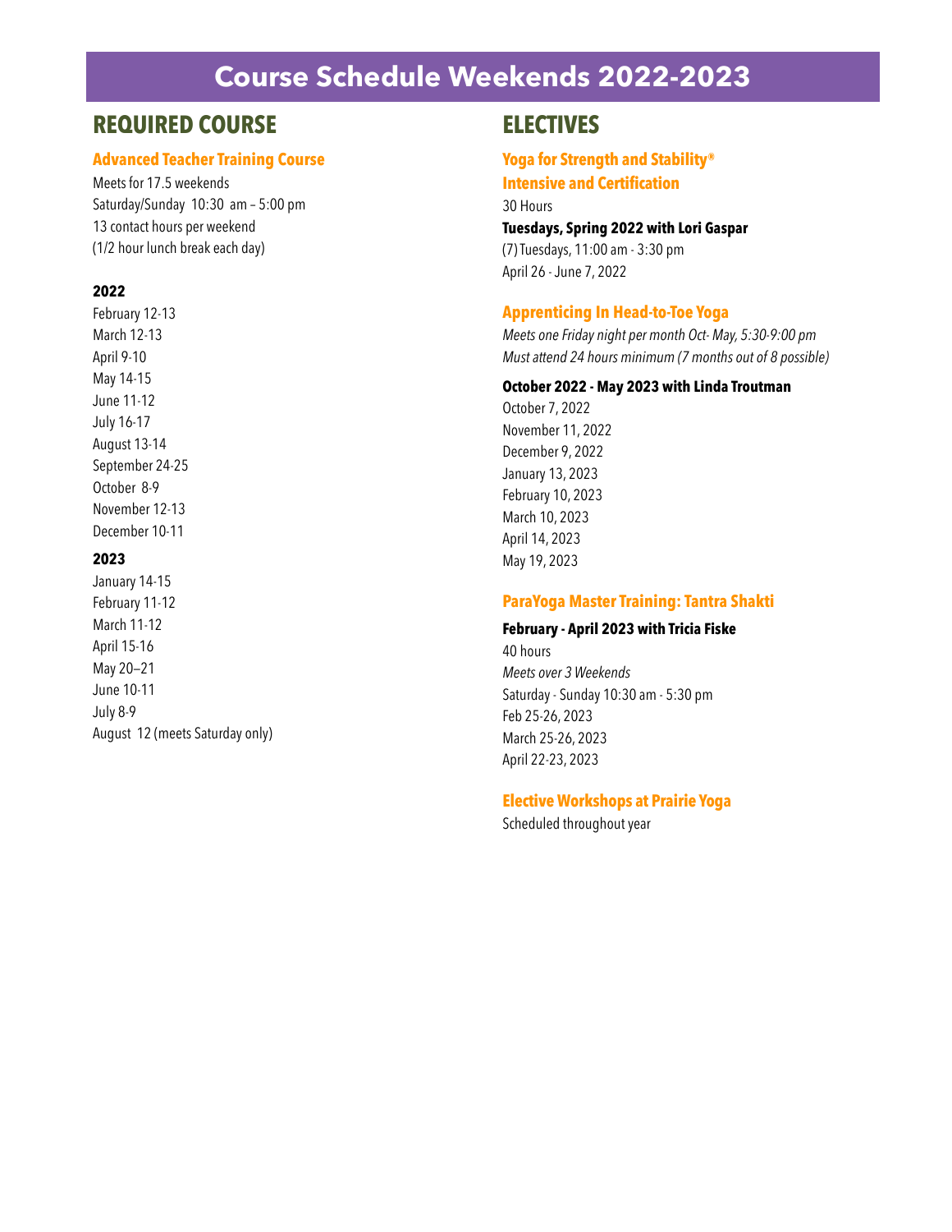# Course Schedule Weekends 2022-2023

## REQUIRED COURSE

### Advanced Teacher Training Course

Meets for 17.5 weekends
Saturday/Sunday 10:30 am – 5:00 pm
13 contact hours per weekend
(1/2 hour lunch break each day)

**2022**

February 12-13
March 12-13
April 9-10
May 14-15
June 11-12
July 16-17
August 13-14
September 24-25
October 8-9
November 12-13
December 10-11

**2023**

January 14-15
February 11-12
March 11-12
April 15-16
May 20–21
June 10-11
July 8-9
August 12 (meets Saturday only)

## ELECTIVES

### Yoga for Strength and Stability® Intensive and Certification

30 Hours

**Tuesdays, Spring 2022 with Lori Gaspar**

(7) Tuesdays, 11:00 am - 3:30 pm
April 26 - June 7, 2022

### Apprenticing In Head-to-Toe Yoga

*Meets one Friday night per month Oct- May, 5:30-9:00 pm*
*Must attend 24 hours minimum (7 months out of 8 possible)*

**October 2022 - May 2023 with Linda Troutman**

October 7, 2022
November 11, 2022
December 9, 2022
January 13, 2023
February 10, 2023
March 10, 2023
April 14, 2023
May 19, 2023

### ParaYoga Master Training: Tantra Shakti

**February - April 2023 with Tricia Fiske**

40 hours
*Meets over 3 Weekends*
Saturday - Sunday 10:30 am - 5:30 pm
Feb 25-26, 2023
March 25-26, 2023
April 22-23, 2023

### Elective Workshops at Prairie Yoga

Scheduled throughout year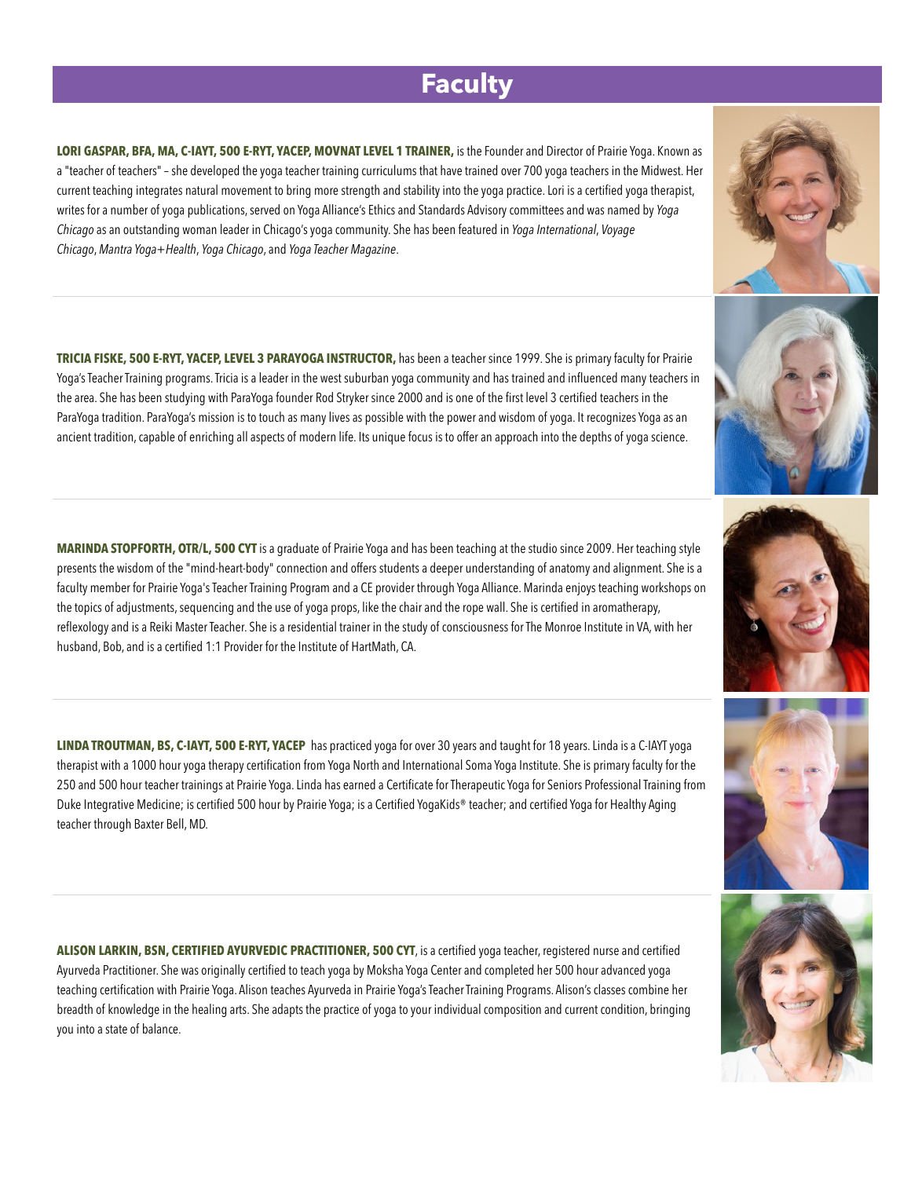# Faculty

**LORI GASPAR, BFA, MA, C-IAYT, 500 E-RYT, YACEP, MOVNAT LEVEL 1 TRAINER,** is the Founder and Director of Prairie Yoga. Known as a "teacher of teachers" – she developed the yoga teacher training curriculums that have trained over 700 yoga teachers in the Midwest. Her current teaching integrates natural movement to bring more strength and stability into the yoga practice. Lori is a certified yoga therapist, writes for a number of yoga publications, served on Yoga Alliance's Ethics and Standards Advisory committees and was named by *Yoga Chicago* as an outstanding woman leader in Chicago's yoga community. She has been featured in *Yoga International*, *Voyage Chicago*, *Mantra Yoga+Health*, *Yoga Chicago*, and *Yoga Teacher Magazine*.

**TRICIA FISKE, 500 E-RYT, YACEP, LEVEL 3 PARAYOGA INSTRUCTOR,** has been a teacher since 1999. She is primary faculty for Prairie Yoga's Teacher Training programs. Tricia is a leader in the west suburban yoga community and has trained and influenced many teachers in the area. She has been studying with ParaYoga founder Rod Stryker since 2000 and is one of the first level 3 certified teachers in the ParaYoga tradition. ParaYoga's mission is to touch as many lives as possible with the power and wisdom of yoga. It recognizes Yoga as an ancient tradition, capable of enriching all aspects of modern life. Its unique focus is to offer an approach into the depths of yoga science.

**MARINDA STOPFORTH, OTR/L, 500 CYT** is a graduate of Prairie Yoga and has been teaching at the studio since 2009. Her teaching style presents the wisdom of the "mind-heart-body" connection and offers students a deeper understanding of anatomy and alignment. She is a faculty member for Prairie Yoga's Teacher Training Program and a CE provider through Yoga Alliance. Marinda enjoys teaching workshops on the topics of adjustments, sequencing and the use of yoga props, like the chair and the rope wall. She is certified in aromatherapy, reflexology and is a Reiki Master Teacher. She is a residential trainer in the study of consciousness for The Monroe Institute in VA, with her husband, Bob, and is a certified 1:1 Provider for the Institute of HartMath, CA.

**LINDA TROUTMAN, BS, C-IAYT, 500 E-RYT, YACEP** has practiced yoga for over 30 years and taught for 18 years. Linda is a C-IAYT yoga therapist with a 1000 hour yoga therapy certification from Yoga North and International Soma Yoga Institute. She is primary faculty for the 250 and 500 hour teacher trainings at Prairie Yoga. Linda has earned a Certificate for Therapeutic Yoga for Seniors Professional Training from Duke Integrative Medicine; is certified 500 hour by Prairie Yoga; is a Certified YogaKids® teacher; and certified Yoga for Healthy Aging teacher through Baxter Bell, MD.

**ALISON LARKIN, BSN, CERTIFIED AYURVEDIC PRACTITIONER, 500 CYT**, is a certified yoga teacher, registered nurse and certified Ayurveda Practitioner. She was originally certified to teach yoga by Moksha Yoga Center and completed her 500 hour advanced yoga teaching certification with Prairie Yoga. Alison teaches Ayurveda in Prairie Yoga's Teacher Training Programs. Alison's classes combine her breadth of knowledge in the healing arts. She adapts the practice of yoga to your individual composition and current condition, bringing you into a state of balance.